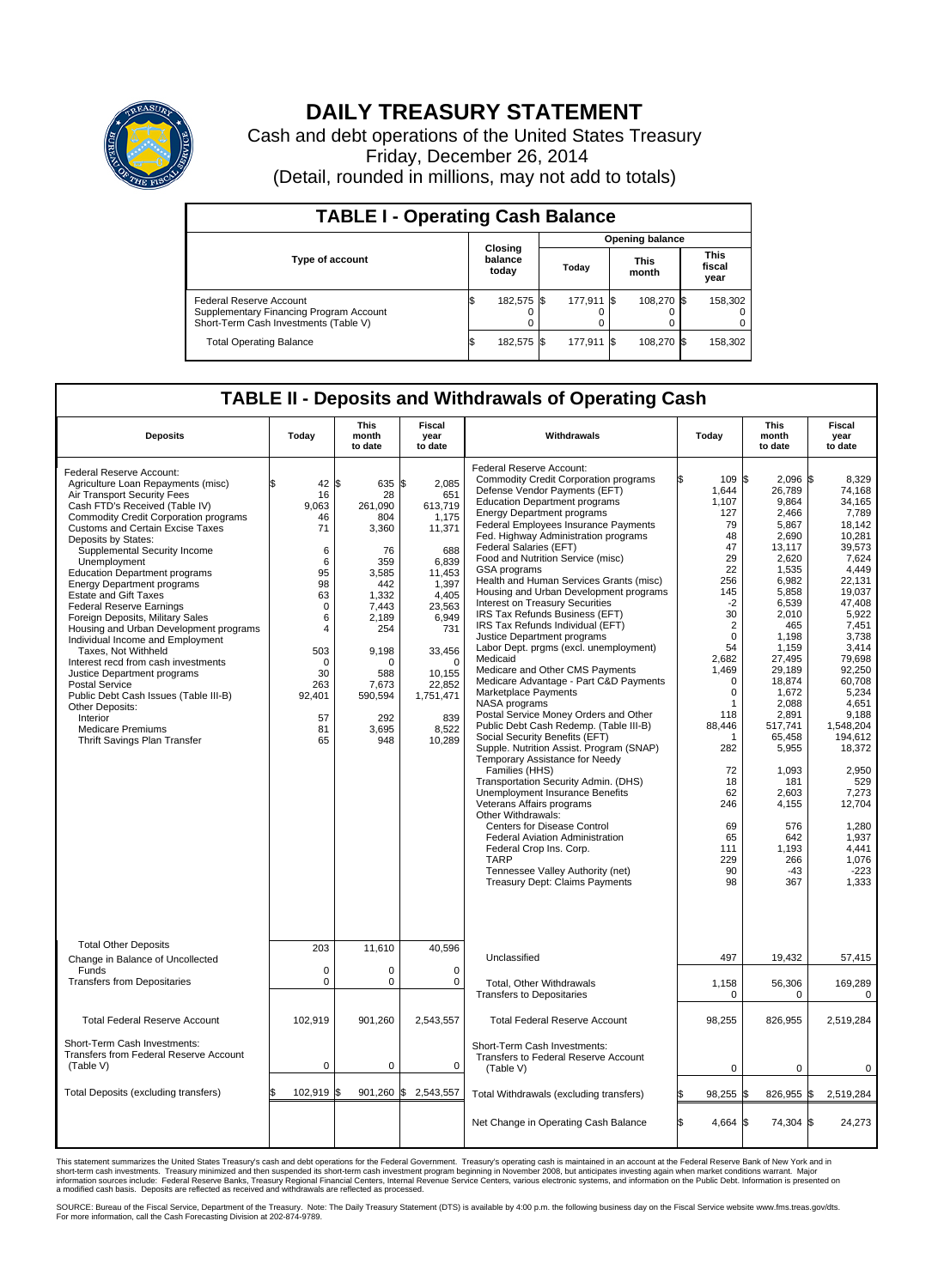# DAILY TREASURY STATEMENT

Cash and debt operations of the United States Treasury

Friday, December 26, 2014

(Detail, rounded in millions, may not add to totals)

| TABLE I - Operating Cash Balance | | | | |
|---|---|---|---|---|
| Type of account | Closing balance today | Opening balance | | |
| | | Today | This month | This fiscal year |
| Federal Reserve Account | $ 182,575 | $ 177,911 | $ 108,270 | $ 158,302 |
| Supplementary Financing Program Account | 0 | 0 | 0 | 0 |
| Short-Term Cash Investments (Table V) | 0 | 0 | 0 | 0 |
| Total Operating Balance | $ 182,575 | $ 177,911 | $ 108,270 | $ 158,302 |

| TABLE II - Deposits and Withdrawals of Operating Cash | | | | | | | |
|---|---|---|---|---|---|---|---|
| Deposits | Today | This month to date | Fiscal year to date | Withdrawals | Today | This month to date | Fiscal year to date |
| Federal Reserve Account: | | | | Federal Reserve Account: | | | |
| Agriculture Loan Repayments (misc) | $ 42 | $ 635 | $ 2,085 | Commodity Credit Corporation programs | $ 109 | $ 2,096 | $ 8,329 |
| Air Transport Security Fees | 16 | 28 | 651 | Defense Vendor Payments (EFT) | 1,644 | 26,789 | 74,168 |
| Cash FTD's Received (Table IV) | 9,063 | 261,090 | 613,719 | Education Department programs | 1,107 | 9,864 | 34,165 |
| Commodity Credit Corporation programs | 46 | 804 | 1,175 | Energy Department programs | 127 | 2,466 | 7,789 |
| Customs and Certain Excise Taxes | 71 | 3,360 | 11,371 | Federal Employees Insurance Payments | 79 | 5,867 | 18,142 |
| Deposits by States: | | | | Fed. Highway Administration programs | 48 | 2,690 | 10,281 |
| Supplemental Security Income | 6 | 76 | 688 | Federal Salaries (EFT) | 47 | 13,117 | 39,573 |
| Unemployment | 6 | 359 | 6,839 | Food and Nutrition Service (misc) | 29 | 2,620 | 7,624 |
| Education Department programs | 95 | 3,585 | 11,453 | GSA programs | 22 | 1,535 | 4,449 |
| Energy Department programs | 98 | 442 | 1,397 | Health and Human Services Grants (misc) | 256 | 6,982 | 22,131 |
| Estate and Gift Taxes | 63 | 1,332 | 4,405 | Housing and Urban Development programs | 145 | 5,858 | 19,037 |
| Federal Reserve Earnings | 0 | 7,443 | 23,563 | Interest on Treasury Securities | -2 | 6,539 | 47,408 |
| Foreign Deposits, Military Sales | 6 | 2,189 | 6,949 | IRS Tax Refunds Business (EFT) | 30 | 2,010 | 5,922 |
| Housing and Urban Development programs | 4 | 254 | 731 | IRS Tax Refunds Individual (EFT) | 2 | 465 | 7,451 |
| Individual Income and Employment | | | | Justice Department programs | 0 | 1,198 | 3,738 |
| Taxes, Not Withheld | 503 | 9,198 | 33,456 | Labor Dept. prgms (excl. unemployment) | 54 | 1,159 | 3,414 |
| Interest recd from cash investments | 0 | 0 | 0 | Medicaid | 2,682 | 27,495 | 79,698 |
| Justice Department programs | 30 | 588 | 10,155 | Medicare and Other CMS Payments | 1,469 | 29,189 | 92,250 |
| Postal Service | 263 | 7,673 | 22,852 | Medicare Advantage - Part C&D Payments | 0 | 18,874 | 60,708 |
| Public Debt Cash Issues (Table III-B) | 92,401 | 590,594 | 1,751,471 | Marketplace Payments | 0 | 1,672 | 5,234 |
| Other Deposits: | | | | NASA programs | 1 | 2,088 | 4,651 |
| Interior | 57 | 292 | 839 | Postal Service Money Orders and Other | 118 | 2,891 | 9,188 |
| Medicare Premiums | 81 | 3,695 | 8,522 | Public Debt Cash Redemp. (Table III-B) | 88,446 | 517,741 | 1,548,204 |
| Thrift Savings Plan Transfer | 65 | 948 | 10,289 | Social Security Benefits (EFT) | 1 | 65,458 | 194,612 |
| | | | | Supple. Nutrition Assist. Program (SNAP) | 282 | 5,955 | 18,372 |
| | | | | Temporary Assistance for Needy Families (HHS) | 72 | 1,093 | 2,950 |
| | | | | Transportation Security Admin. (DHS) | 18 | 181 | 529 |
| | | | | Unemployment Insurance Benefits | 62 | 2,603 | 7,273 |
| | | | | Veterans Affairs programs | 246 | 4,155 | 12,704 |
| | | | | Other Withdrawals: | | | |
| | | | | Centers for Disease Control | 69 | 576 | 1,280 |
| | | | | Federal Aviation Administration | 65 | 642 | 1,937 |
| | | | | Federal Crop Ins. Corp. | 111 | 1,193 | 4,441 |
| | | | | TARP | 229 | 266 | 1,076 |
| | | | | Tennessee Valley Authority (net) | 90 | -43 | -223 |
| | | | | Treasury Dept: Claims Payments | 98 | 367 | 1,333 |
| Total Other Deposits | 203 | 11,610 | 40,596 | Unclassified | 497 | 19,432 | 57,415 |
| Change in Balance of Uncollected Funds | 0 | 0 | 0 | | | | |
| Transfers from Depositaries | 0 | 0 | 0 | Total, Other Withdrawals | 1,158 | 56,306 | 169,289 |
| | | | | Transfers to Depositaries | 0 | 0 | 0 |
| Total Federal Reserve Account | 102,919 | 901,260 | 2,543,557 | Total Federal Reserve Account | 98,255 | 826,955 | 2,519,284 |
| Short-Term Cash Investments: Transfers from Federal Reserve Account (Table V) | 0 | 0 | 0 | Short-Term Cash Investments: Transfers to Federal Reserve Account (Table V) | 0 | 0 | 0 |
| Total Deposits (excluding transfers) | $ 102,919 | $ 901,260 | $ 2,543,557 | Total Withdrawals (excluding transfers) | $ 98,255 | $ 826,955 | $ 2,519,284 |
| | | | | Net Change in Operating Cash Balance | $ 4,664 | $ 74,304 | $ 24,273 |

This statement summarizes the United States Treasury's cash and debt operations for the Federal Government. Treasury's operating cash is maintained in an account at the Federal Reserve Bank of New York and in short-term cash investments. Treasury minimized and then suspended its short-term cash investment program beginning in November 2008, but anticipates investing again when market conditions warrant. Major information sources include: Federal Reserve Banks, Treasury Regional Financial Centers, Internal Revenue Service Centers, various electronic systems, and information on the Public Debt. Information is presented on a modified cash basis. Deposits are reflected as received and withdrawals are reflected as processed.

SOURCE: Bureau of the Fiscal Service, Department of the Treasury. Note: The Daily Treasury Statement (DTS) is available by 4:00 p.m. the following business day on the Fiscal Service website www.fms.treas.gov/dts. For more information, call the Cash Forecasting Division at 202-874-9789.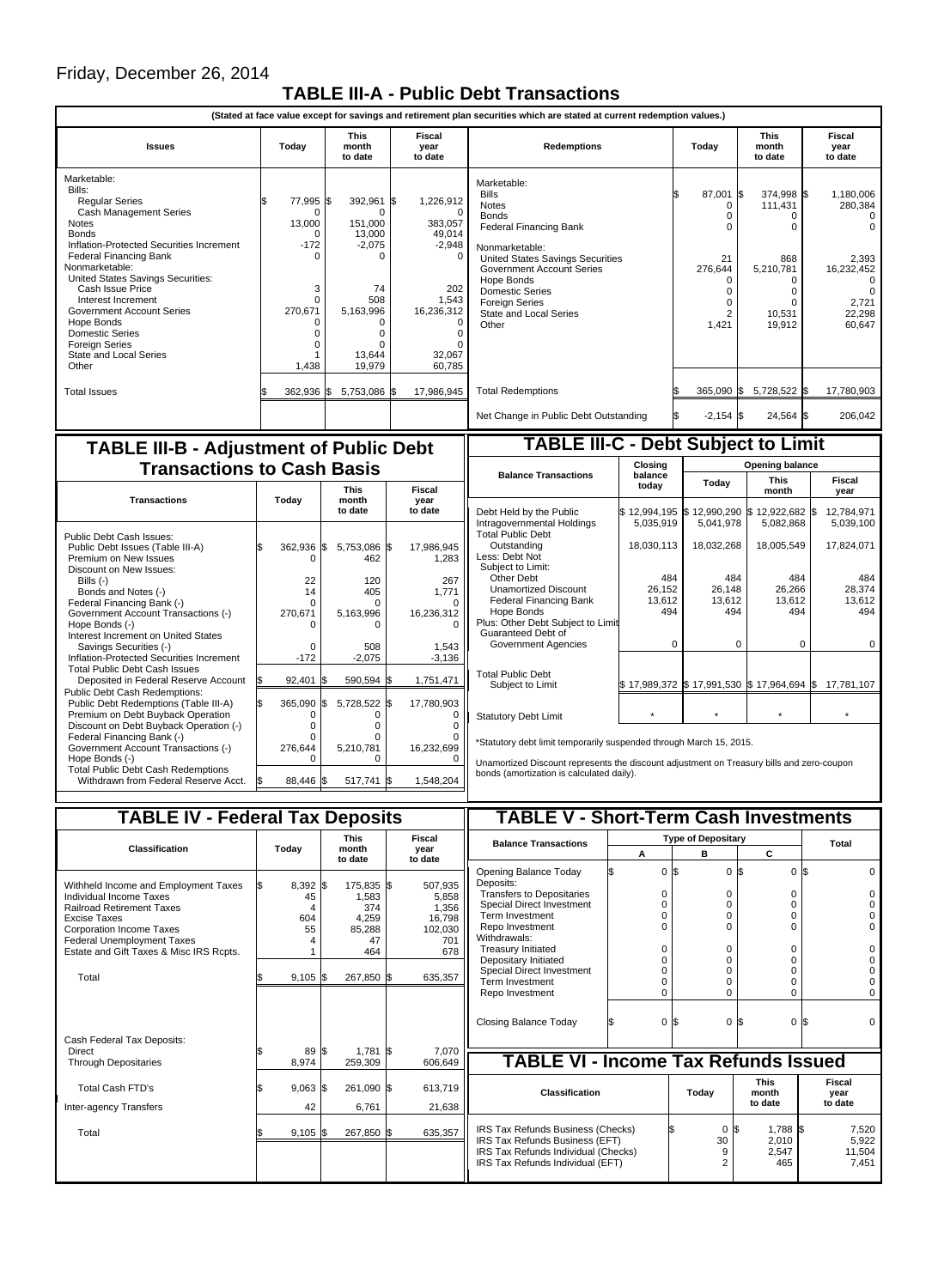Friday, December 26, 2014

# TABLE III-A - Public Debt Transactions

(Stated at face value except for savings and retirement plan securities which are stated at current redemption values.)

| Issues | Today | This month to date | Fiscal year to date |
|---|---|---|---|
| Marketable: | | | |
| Bills: | | | |
| Regular Series | $ 77,995 | $ 392,961 | $ 1,226,912 |
| Cash Management Series | 0 | 0 | 0 |
| Notes | 13,000 | 151,000 | 383,057 |
| Bonds | 0 | 13,000 | 49,014 |
| Inflation-Protected Securities Increment | -172 | -2,075 | -2,948 |
| Federal Financing Bank | 0 | 0 | 0 |
| Nonmarketable: | | | |
| United States Savings Securities: | | | |
| Cash Issue Price | 3 | 74 | 202 |
| Interest Increment | 0 | 508 | 1,543 |
| Government Account Series | 270,671 | 5,163,996 | 16,236,312 |
| Hope Bonds | 0 | 0 | 0 |
| Domestic Series | 0 | 0 | 0 |
| Foreign Series | 0 | 0 | 0 |
| State and Local Series | 1 | 13,644 | 32,067 |
| Other | 1,438 | 19,979 | 60,785 |
| Total Issues | $ 362,936 | $ 5,753,086 | $ 17,986,945 |

| Redemptions | Today | This month to date | Fiscal year to date |
|---|---|---|---|
| Marketable: | | | |
| Bills | $ 87,001 | $ 374,998 | $ 1,180,006 |
| Notes | 0 | 111,431 | 280,384 |
| Bonds | 0 | 0 | 0 |
| Federal Financing Bank | 0 | 0 | 0 |
| Nonmarketable: | | | |
| United States Savings Securities | 21 | 868 | 2,393 |
| Government Account Series | 276,644 | 5,210,781 | 16,232,452 |
| Hope Bonds | 0 | 0 | 0 |
| Domestic Series | 0 | 0 | 0 |
| Foreign Series | 0 | 0 | 2,721 |
| State and Local Series | 2 | 10,531 | 22,298 |
| Other | 1,421 | 19,912 | 60,647 |
| Total Redemptions | $ 365,090 | $ 5,728,522 | $ 17,780,903 |
| Net Change in Public Debt Outstanding | $ -2,154 | $ 24,564 | $ 206,042 |

# TABLE III-B - Adjustment of Public Debt Transactions to Cash Basis

| Transactions | Today | This month to date | Fiscal year to date |
|---|---|---|---|
| Public Debt Cash Issues: | | | |
| Public Debt Issues (Table III-A) | $ 362,936 | $ 5,753,086 | $ 17,986,945 |
| Premium on New Issues | 0 | 462 | 1,283 |
| Discount on New Issues: | | | |
| Bills (-) | 22 | 120 | 267 |
| Bonds and Notes (-) | 14 | 405 | 1,771 |
| Federal Financing Bank (-) | 0 | 0 | 0 |
| Government Account Transactions (-) | 270,671 | 5,163,996 | 16,236,312 |
| Hope Bonds (-) | 0 | 0 | 0 |
| Interest Increment on United States Savings Securities (-) | 0 | 508 | 1,543 |
| Inflation-Protected Securities Increment | -172 | -2,075 | -3,136 |
| Total Public Debt Cash Issues Deposited in Federal Reserve Account | $ 92,401 | $ 590,594 | $ 1,751,471 |
| Public Debt Cash Redemptions: | | | |
| Public Debt Redemptions (Table III-A) | $ 365,090 | $ 5,728,522 | $ 17,780,903 |
| Premium on Debt Buyback Operation | 0 | 0 | 0 |
| Discount on Debt Buyback Operation (-) | 0 | 0 | 0 |
| Federal Financing Bank (-) | 0 | 0 | 0 |
| Government Account Transactions (-) | 276,644 | 5,210,781 | 16,232,699 |
| Hope Bonds (-) | 0 | 0 | 0 |
| Total Public Debt Cash Redemptions Withdrawn from Federal Reserve Acct. | $ 88,446 | $ 517,741 | $ 1,548,204 |

# TABLE III-C - Debt Subject to Limit

| Balance Transactions | Closing balance today | Opening balance Today | Opening balance This month | Opening balance Fiscal year |
|---|---|---|---|---|
| Debt Held by the Public | $ 12,994,195 | $ 12,990,290 | $ 12,922,682 | $ 12,784,971 |
| Intragovernmental Holdings | 5,035,919 | 5,041,978 | 5,082,868 | 5,039,100 |
| Total Public Debt Outstanding | 18,030,113 | 18,032,268 | 18,005,549 | 17,824,071 |
| Less: Debt Not Subject to Limit: | | | | |
| Other Debt | 484 | 484 | 484 | 484 |
| Unamortized Discount | 26,152 | 26,148 | 26,266 | 28,374 |
| Federal Financing Bank | 13,612 | 13,612 | 13,612 | 13,612 |
| Hope Bonds | 494 | 494 | 494 | 494 |
| Plus: Other Debt Subject to Limit | | | | |
| Guaranteed Debt of Government Agencies | 0 | 0 | 0 | 0 |
| Total Public Debt Subject to Limit | $ 17,989,372 | $ 17,991,530 | $ 17,964,694 | $ 17,781,107 |
| Statutory Debt Limit | * | * | * | * |

*Statutory debt limit temporarily suspended through March 15, 2015.

Unamortized Discount represents the discount adjustment on Treasury bills and zero-coupon bonds (amortization is calculated daily).

# TABLE IV - Federal Tax Deposits

| Classification | Today | This month to date | Fiscal year to date |
|---|---|---|---|
| Withheld Income and Employment Taxes | $ 8,392 | $ 175,835 | $ 507,935 |
| Individual Income Taxes | 45 | 1,583 | 5,858 |
| Railroad Retirement Taxes | 4 | 374 | 1,356 |
| Excise Taxes | 604 | 4,259 | 16,798 |
| Corporation Income Taxes | 55 | 85,288 | 102,030 |
| Federal Unemployment Taxes | 4 | 47 | 701 |
| Estate and Gift Taxes & Misc IRS Rcpts. | 1 | 464 | 678 |
| Total | $ 9,105 | $ 267,850 | $ 635,357 |
| Cash Federal Tax Deposits: | | | |
| Direct | $ 89 | $ 1,781 | $ 7,070 |
| Through Depositaries | 8,974 | 259,309 | 606,649 |
| Total Cash FTD's | $ 9,063 | $ 261,090 | $ 613,719 |
| Inter-agency Transfers | 42 | 6,761 | 21,638 |
| Total | $ 9,105 | $ 267,850 | $ 635,357 |

# TABLE V - Short-Term Cash Investments

| Balance Transactions | Type of Depositary A | Type of Depositary B | Type of Depositary C | Total |
|---|---|---|---|---|
| Opening Balance Today | $ 0 | $ 0 | $ 0 | $ 0 |
| Deposits: | | | | |
| Transfers to Depositaries | 0 | 0 | 0 | 0 |
| Special Direct Investment | 0 | 0 | 0 | 0 |
| Term Investment | 0 | 0 | 0 | 0 |
| Repo Investment | 0 | 0 | 0 | 0 |
| Withdrawals: | | | | |
| Treasury Initiated | 0 | 0 | 0 | 0 |
| Depositary Initiated | 0 | 0 | 0 | 0 |
| Special Direct Investment | 0 | 0 | 0 | 0 |
| Term Investment | 0 | 0 | 0 | 0 |
| Repo Investment | 0 | 0 | 0 | 0 |
| Closing Balance Today | $ 0 | $ 0 | $ 0 | $ 0 |

# TABLE VI - Income Tax Refunds Issued

| Classification | Today | This month to date | Fiscal year to date |
|---|---|---|---|
| IRS Tax Refunds Business (Checks) | $ 0 | $ 1,788 | $ 7,520 |
| IRS Tax Refunds Business (EFT) | 30 | 2,010 | 5,922 |
| IRS Tax Refunds Individual (Checks) | 9 | 2,547 | 11,504 |
| IRS Tax Refunds Individual (EFT) | 2 | 465 | 7,451 |